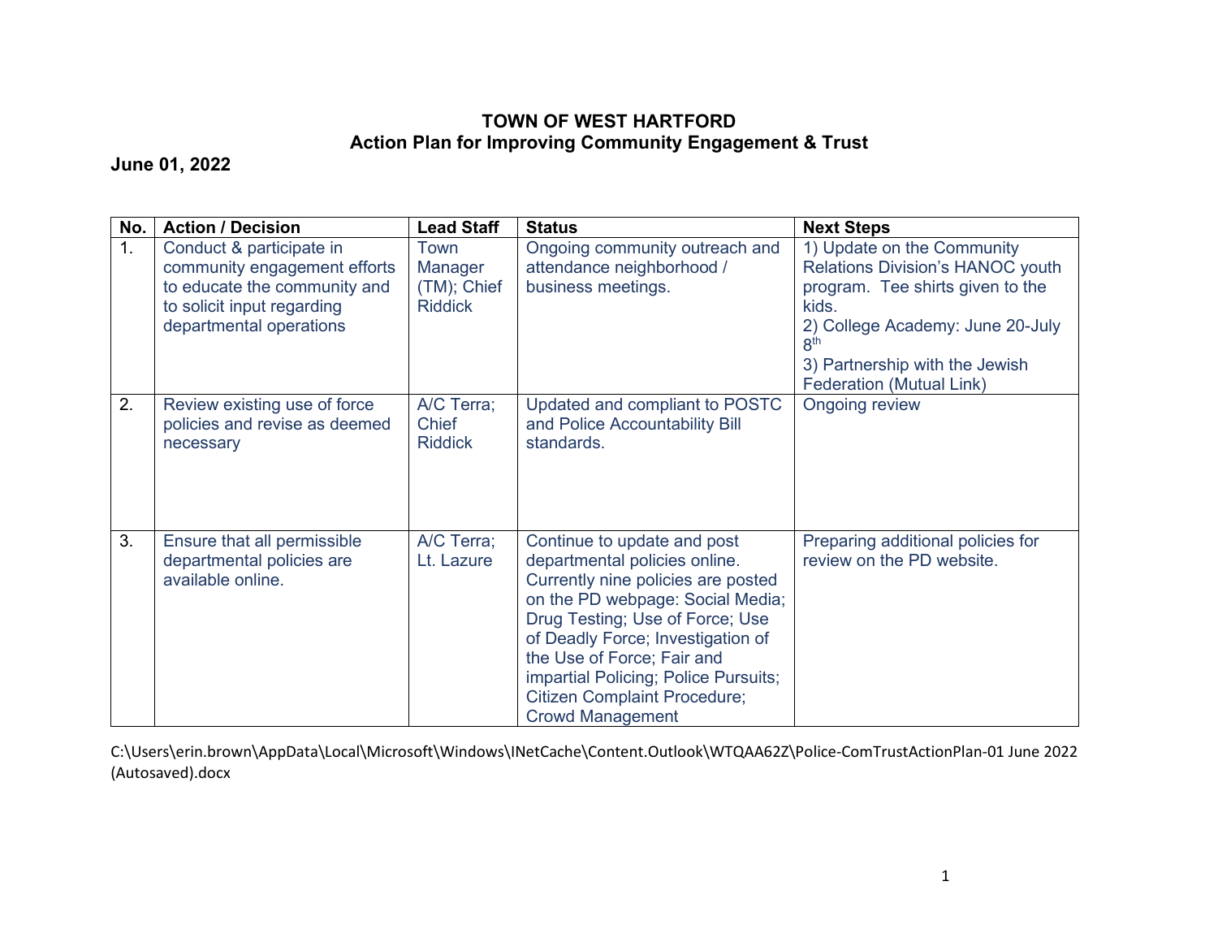# TOWN OF WEST HARTFORD
## Action Plan for Improving Community Engagement & Trust

**June 01, 2022**

| No. | Action / Decision | Lead Staff | Status | Next Steps |
|---|---|---|---|---|
| 1. | Conduct & participate in community engagement efforts to educate the community and to solicit input regarding departmental operations | Town Manager (TM); Chief Riddick | Ongoing community outreach and attendance neighborhood / business meetings. | 1) Update on the Community Relations Division's HANOC youth program. Tee shirts given to the kids.<br>2) College Academy: June 20-July 8th<br>3) Partnership with the Jewish Federation (Mutual Link) |
| 2. | Review existing use of force policies and revise as deemed necessary | A/C Terra; Chief Riddick | Updated and compliant to POSTC and Police Accountability Bill standards. | Ongoing review |
| 3. | Ensure that all permissible departmental policies are available online. | A/C Terra; Lt. Lazure | Continue to update and post departmental policies online. Currently nine policies are posted on the PD webpage: Social Media; Drug Testing; Use of Force; Use of Deadly Force; Investigation of the Use of Force; Fair and impartial Policing; Police Pursuits; Citizen Complaint Procedure; Crowd Management | Preparing additional policies for review on the PD website. |

C:\Users\erin.brown\AppData\Local\Microsoft\Windows\INetCache\Content.Outlook\WTQAA62Z\Police-ComTrustActionPlan-01 June 2022 (Autosaved).docx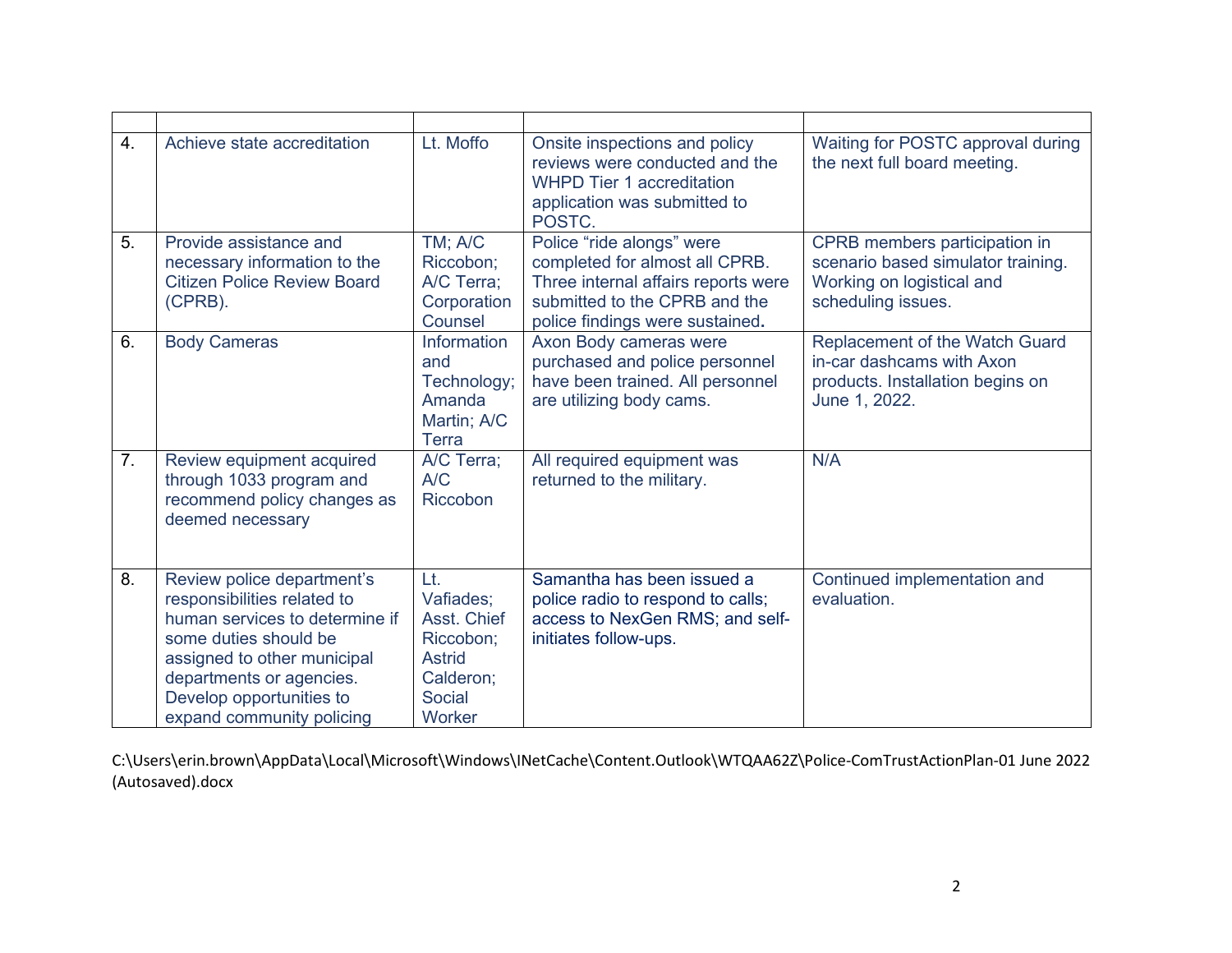| | | | | |
|---|---|---|---|---|
| 4. | Achieve state accreditation | Lt. Moffo | Onsite inspections and policy reviews were conducted and the WHPD Tier 1 accreditation application was submitted to POSTC. | Waiting for POSTC approval during the next full board meeting. |
| 5. | Provide assistance and necessary information to the Citizen Police Review Board (CPRB). | TM; A/C Riccobon; A/C Terra; Corporation Counsel | Police "ride alongs" were completed for almost all CPRB. Three internal affairs reports were submitted to the CPRB and the police findings were sustained. | CPRB members participation in scenario based simulator training. Working on logistical and scheduling issues. |
| 6. | Body Cameras | Information and Technology; Amanda Martin; A/C Terra | Axon Body cameras were purchased and police personnel have been trained. All personnel are utilizing body cams. | Replacement of the Watch Guard in-car dashcams with Axon products. Installation begins on June 1, 2022. |
| 7. | Review equipment acquired through 1033 program and recommend policy changes as deemed necessary | A/C Terra; A/C Riccobon | All required equipment was returned to the military. | N/A |
| 8. | Review police department's responsibilities related to human services to determine if some duties should be assigned to other municipal departments or agencies. Develop opportunities to expand community policing | Lt. Vafiades; Asst. Chief Riccobon; Astrid Calderon; Social Worker | Samantha has been issued a police radio to respond to calls; access to NexGen RMS; and self-initiates follow-ups. | Continued implementation and evaluation. |

C:\Users\erin.brown\AppData\Local\Microsoft\Windows\INetCache\Content.Outlook\WTQAA62Z\Police-ComTrustActionPlan-01 June 2022 (Autosaved).docx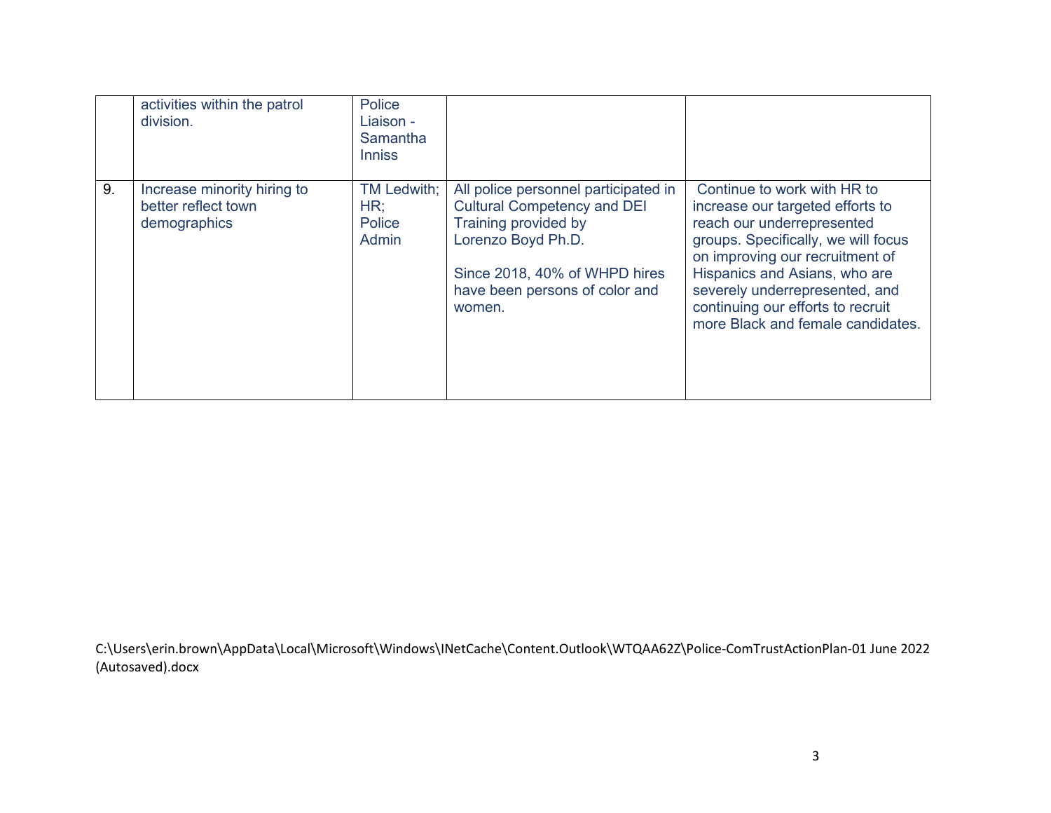| | | | | |
|---|---|---|---|---|
| | activities within the patrol division. | Police Liaison - Samantha Inniss | | |
| 9. | Increase minority hiring to better reflect town demographics | TM Ledwith; HR; Police Admin | All police personnel participated in Cultural Competency and DEI Training provided by Lorenzo Boyd Ph.D.<br><br>Since 2018, 40% of WHPD hires have been persons of color and women. | Continue to work with HR to increase our targeted efforts to reach our underrepresented groups. Specifically, we will focus on improving our recruitment of Hispanics and Asians, who are severely underrepresented, and continuing our efforts to recruit more Black and female candidates. |

C:\Users\erin.brown\AppData\Local\Microsoft\Windows\INetCache\Content.Outlook\WTQAA62Z\Police-ComTrustActionPlan-01 June 2022 (Autosaved).docx